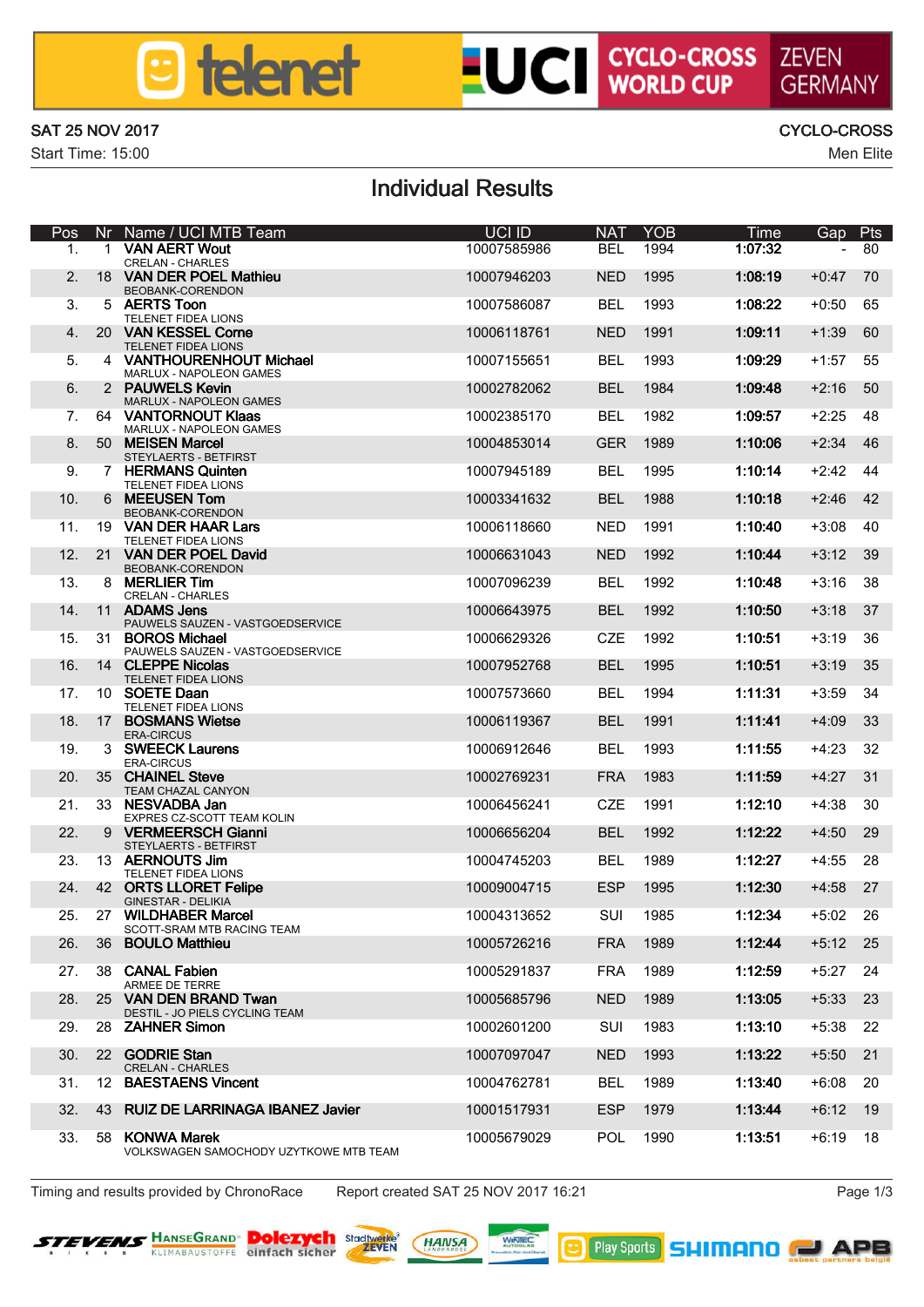# UCI CYCLO-CROSS WORLD CUP ZEVEN GERMANY

SAT 25 NOV 2017
Start Time: 15:00

CYCLO-CROSS
Men Elite

## Individual Results

| Pos | Nr | Name / UCI MTB Team | UCI ID | NAT | YOB | Time | Gap | Pts |
|---|---|---|---|---|---|---|---|---|
| 1. | 1 | **VAN AERT Wout**<br>CRELAN - CHARLES | 10007585986 | BEL | 1994 | **1:07:32** | - | 80 |
| 2. | 18 | **VAN DER POEL Mathieu**<br>BEOBANK-CORENDON | 10007946203 | NED | 1995 | **1:08:19** | +0:47 | 70 |
| 3. | 5 | **AERTS Toon**<br>TELENET FIDEA LIONS | 10007586087 | BEL | 1993 | **1:08:22** | +0:50 | 65 |
| 4. | 20 | **VAN KESSEL Corne**<br>TELENET FIDEA LIONS | 10006118761 | NED | 1991 | **1:09:11** | +1:39 | 60 |
| 5. | 4 | **VANTHOURENHOUT Michael**<br>MARLUX - NAPOLEON GAMES | 10007155651 | BEL | 1993 | **1:09:29** | +1:57 | 55 |
| 6. | 2 | **PAUWELS Kevin**<br>MARLUX - NAPOLEON GAMES | 10002782062 | BEL | 1984 | **1:09:48** | +2:16 | 50 |
| 7. | 64 | **VANTORNOUT Klaas**<br>MARLUX - NAPOLEON GAMES | 10002385170 | BEL | 1982 | **1:09:57** | +2:25 | 48 |
| 8. | 50 | **MEISEN Marcel**<br>STEYLAERTS - BETFIRST | 10004853014 | GER | 1989 | **1:10:06** | +2:34 | 46 |
| 9. | 7 | **HERMANS Quinten**<br>TELENET FIDEA LIONS | 10007945189 | BEL | 1995 | **1:10:14** | +2:42 | 44 |
| 10. | 6 | **MEEUSEN Tom**<br>BEOBANK-CORENDON | 10003341632 | BEL | 1988 | **1:10:18** | +2:46 | 42 |
| 11. | 19 | **VAN DER HAAR Lars**<br>TELENET FIDEA LIONS | 10006118660 | NED | 1991 | **1:10:40** | +3:08 | 40 |
| 12. | 21 | **VAN DER POEL David**<br>BEOBANK-CORENDON | 10006631043 | NED | 1992 | **1:10:44** | +3:12 | 39 |
| 13. | 8 | **MERLIER Tim**<br>CRELAN - CHARLES | 10007096239 | BEL | 1992 | **1:10:48** | +3:16 | 38 |
| 14. | 11 | **ADAMS Jens**<br>PAUWELS SAUZEN - VASTGOEDSERVICE | 10006643975 | BEL | 1992 | **1:10:50** | +3:18 | 37 |
| 15. | 31 | **BOROS Michael**<br>PAUWELS SAUZEN - VASTGOEDSERVICE | 10006629326 | CZE | 1992 | **1:10:51** | +3:19 | 36 |
| 16. | 14 | **CLEPPE Nicolas**<br>TELENET FIDEA LIONS | 10007952768 | BEL | 1995 | **1:10:51** | +3:19 | 35 |
| 17. | 10 | **SOETE Daan**<br>TELENET FIDEA LIONS | 10007573660 | BEL | 1994 | **1:11:31** | +3:59 | 34 |
| 18. | 17 | **BOSMANS Wietse**<br>ERA-CIRCUS | 10006119367 | BEL | 1991 | **1:11:41** | +4:09 | 33 |
| 19. | 3 | **SWEECK Laurens**<br>ERA-CIRCUS | 10006912646 | BEL | 1993 | **1:11:55** | +4:23 | 32 |
| 20. | 35 | **CHAINEL Steve**<br>TEAM CHAZAL CANYON | 10002769231 | FRA | 1983 | **1:11:59** | +4:27 | 31 |
| 21. | 33 | **NESVADBA Jan**<br>EXPRES CZ-SCOTT TEAM KOLIN | 10006456241 | CZE | 1991 | **1:12:10** | +4:38 | 30 |
| 22. | 9 | **VERMEERSCH Gianni**<br>STEYLAERTS - BETFIRST | 10006656204 | BEL | 1992 | **1:12:22** | +4:50 | 29 |
| 23. | 13 | **AERNOUTS Jim**<br>TELENET FIDEA LIONS | 10004745203 | BEL | 1989 | **1:12:27** | +4:55 | 28 |
| 24. | 42 | **ORTS LLORET Felipe**<br>GINESTAR - DELIKIA | 10009004715 | ESP | 1995 | **1:12:30** | +4:58 | 27 |
| 25. | 27 | **WILDHABER Marcel**<br>SCOTT-SRAM MTB RACING TEAM | 10004313652 | SUI | 1985 | **1:12:34** | +5:02 | 26 |
| 26. | 36 | **BOULO Matthieu** | 10005726216 | FRA | 1989 | **1:12:44** | +5:12 | 25 |
| 27. | 38 | **CANAL Fabien**<br>ARMEE DE TERRE | 10005291837 | FRA | 1989 | **1:12:59** | +5:27 | 24 |
| 28. | 25 | **VAN DEN BRAND Twan**<br>DESTIL - JO PIELS CYCLING TEAM | 10005685796 | NED | 1989 | **1:13:05** | +5:33 | 23 |
| 29. | 28 | **ZAHNER Simon** | 10002601200 | SUI | 1983 | **1:13:10** | +5:38 | 22 |
| 30. | 22 | **GODRIE Stan**<br>CRELAN - CHARLES | 10007097047 | NED | 1993 | **1:13:22** | +5:50 | 21 |
| 31. | 12 | **BAESTAENS Vincent** | 10004762781 | BEL | 1989 | **1:13:40** | +6:08 | 20 |
| 32. | 43 | **RUIZ DE LARRINAGA IBANEZ Javier** | 10001517931 | ESP | 1979 | **1:13:44** | +6:12 | 19 |
| 33. | 58 | **KONWA Marek**<br>VOLKSWAGEN SAMOCHODY UZYTKOWE MTB TEAM | 10005679029 | POL | 1990 | **1:13:51** | +6:19 | 18 |

Timing and results provided by ChronoRace    Report created SAT 25 NOV 2017 16:21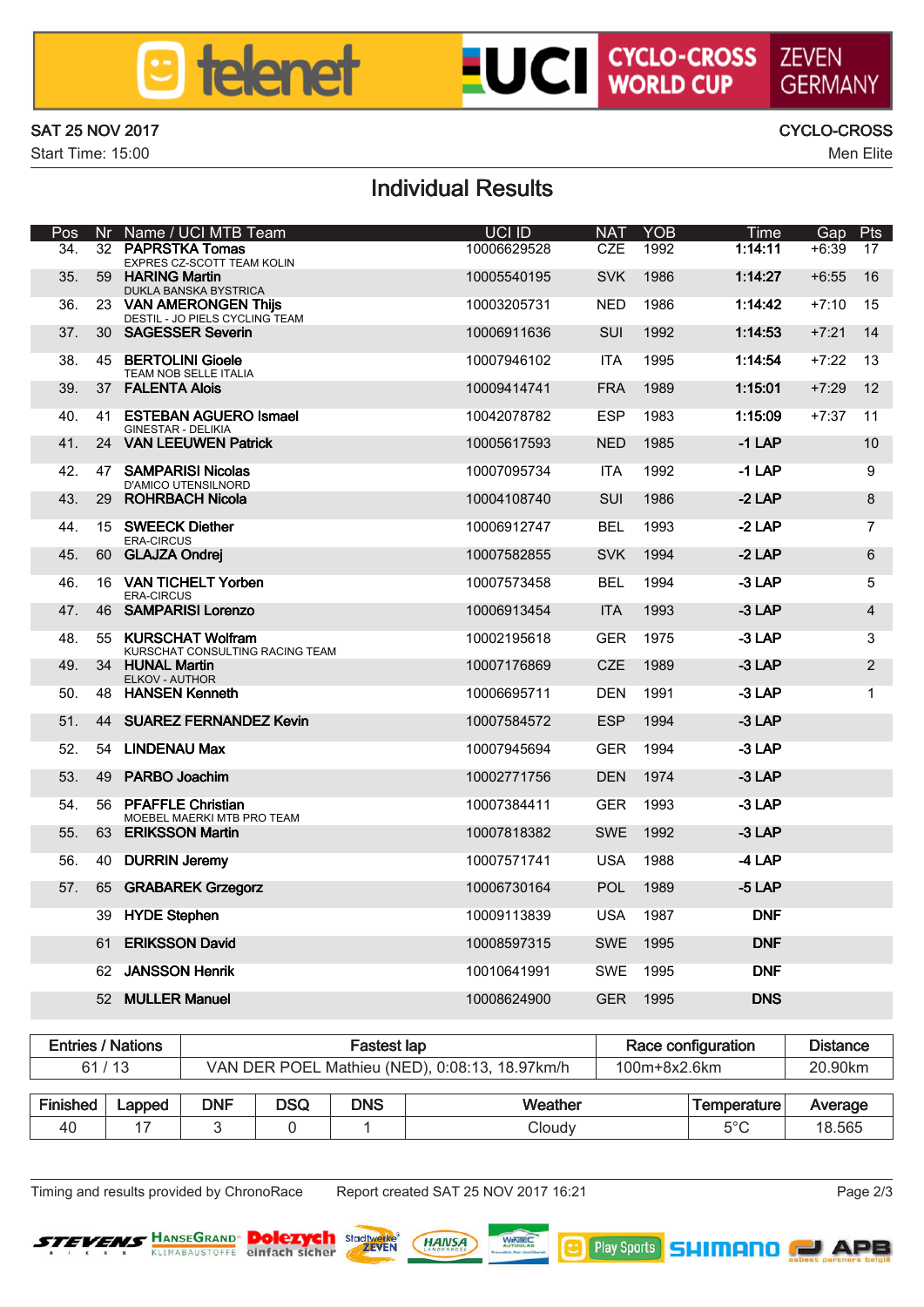SAT 25 NOV 2017
Start Time: 15:00

CYCLO-CROSS
Men Elite

# Individual Results

| Pos | Nr | Name / UCI MTB Team | UCI ID | NAT | YOB | Time | Gap | Pts |
|---|---|---|---|---|---|---|---|---|
| 34. | 32 | **PAPRSTKA Tomas** EXPRES CZ-SCOTT TEAM KOLIN | 10006629528 | CZE | 1992 | **1:14:11** | +6:39 | 17 |
| 35. | 59 | **HARING Martin** DUKLA BANSKA BYSTRICA | 10005540195 | SVK | 1986 | **1:14:27** | +6:55 | 16 |
| 36. | 23 | **VAN AMERONGEN Thijs** DESTIL - JO PIELS CYCLING TEAM | 10003205731 | NED | 1986 | **1:14:42** | +7:10 | 15 |
| 37. | 30 | **SAGESSER Severin** | 10006911636 | SUI | 1992 | **1:14:53** | +7:21 | 14 |
| 38. | 45 | **BERTOLINI Gioele** TEAM NOB SELLE ITALIA | 10007946102 | ITA | 1995 | **1:14:54** | +7:22 | 13 |
| 39. | 37 | **FALENTA Alois** | 10009414741 | FRA | 1989 | **1:15:01** | +7:29 | 12 |
| 40. | 41 | **ESTEBAN AGUERO Ismael** GINESTAR - DELIKIA | 10042078782 | ESP | 1983 | **1:15:09** | +7:37 | 11 |
| 41. | 24 | **VAN LEEUWEN Patrick** | 10005617593 | NED | 1985 | **-1 LAP** | | 10 |
| 42. | 47 | **SAMPARISI Nicolas** D'AMICO UTENSILNORD | 10007095734 | ITA | 1992 | **-1 LAP** | | 9 |
| 43. | 29 | **ROHRBACH Nicola** | 10004108740 | SUI | 1986 | **-2 LAP** | | 8 |
| 44. | 15 | **SWEECK Diether** ERA-CIRCUS | 10006912747 | BEL | 1993 | **-2 LAP** | | 7 |
| 45. | 60 | **GLAJZA Ondrej** | 10007582855 | SVK | 1994 | **-2 LAP** | | 6 |
| 46. | 16 | **VAN TICHELT Yorben** ERA-CIRCUS | 10007573458 | BEL | 1994 | **-3 LAP** | | 5 |
| 47. | 46 | **SAMPARISI Lorenzo** | 10006913454 | ITA | 1993 | **-3 LAP** | | 4 |
| 48. | 55 | **KURSCHAT Wolfram** KURSCHAT CONSULTING RACING TEAM | 10002195618 | GER | 1975 | **-3 LAP** | | 3 |
| 49. | 34 | **HUNAL Martin** ELKOV - AUTHOR | 10007176869 | CZE | 1989 | **-3 LAP** | | 2 |
| 50. | 48 | **HANSEN Kenneth** | 10006695711 | DEN | 1991 | **-3 LAP** | | 1 |
| 51. | 44 | **SUAREZ FERNANDEZ Kevin** | 10007584572 | ESP | 1994 | **-3 LAP** | | |
| 52. | 54 | **LINDENAU Max** | 10007945694 | GER | 1994 | **-3 LAP** | | |
| 53. | 49 | **PARBO Joachim** | 10002771756 | DEN | 1974 | **-3 LAP** | | |
| 54. | 56 | **PFAFFLE Christian** MOEBEL MAERKI MTB PRO TEAM | 10007384411 | GER | 1993 | **-3 LAP** | | |
| 55. | 63 | **ERIKSSON Martin** | 10007818382 | SWE | 1992 | **-3 LAP** | | |
| 56. | 40 | **DURRIN Jeremy** | 10007571741 | USA | 1988 | **-4 LAP** | | |
| 57. | 65 | **GRABAREK Grzegorz** | 10006730164 | POL | 1989 | **-5 LAP** | | |
| | 39 | **HYDE Stephen** | 10009113839 | USA | 1987 | **DNF** | | |
| | 61 | **ERIKSSON David** | 10008597315 | SWE | 1995 | **DNF** | | |
| | 62 | **JANSSON Henrik** | 10010641991 | SWE | 1995 | **DNF** | | |
| | 52 | **MULLER Manuel** | 10008624900 | GER | 1995 | **DNS** | | |

| Entries / Nations | Fastest lap | Race configuration | Distance |
|---|---|---|---|
| 61 / 13 | VAN DER POEL Mathieu (NED), 0:08:13, 18.97km/h | 100m+8x2.6km | 20.90km |

| Finished | Lapped | DNF | DSQ | DNS | Weather | Temperature | Average |
|---|---|---|---|---|---|---|---|
| 40 | 17 | 3 | 0 | 1 | Cloudy | 5°C | 18.565 |

Timing and results provided by ChronoRace    Report created SAT 25 NOV 2017 16:21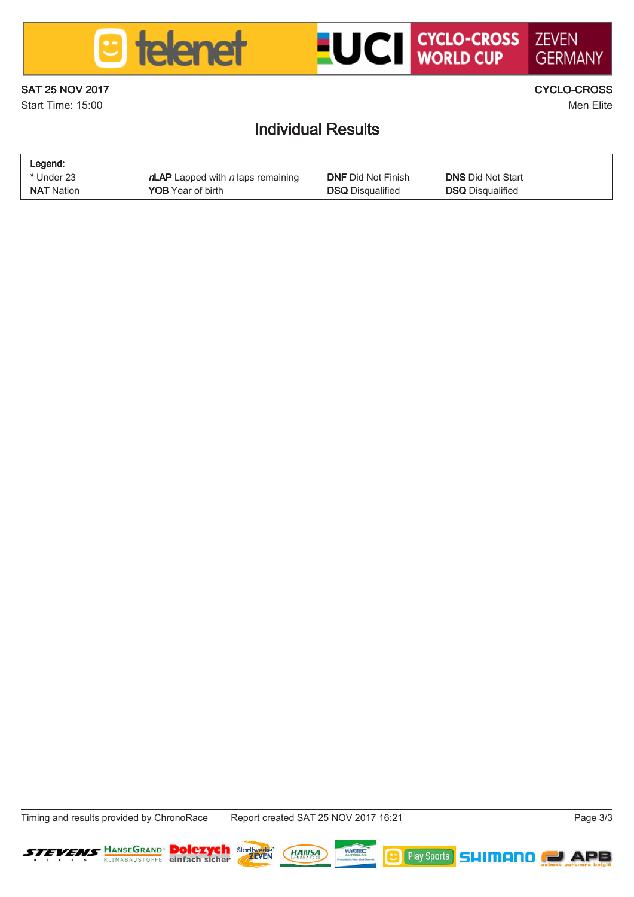SAT 25 NOV 2017
Start Time: 15:00

CYCLO-CROSS
Men Elite

## Individual Results

| | | | |
|---|---|---|---|
| **Legend:** | | | |
| * Under 23 | ***n*LAP** Lapped with *n* laps remaining | **DNF** Did Not Finish | **DNS** Did Not Start |
| **NAT** Nation | **YOB** Year of birth | **DSQ** Disqualified | **DSQ** Disqualified |

Timing and results provided by ChronoRace    Report created SAT 25 NOV 2017 16:21